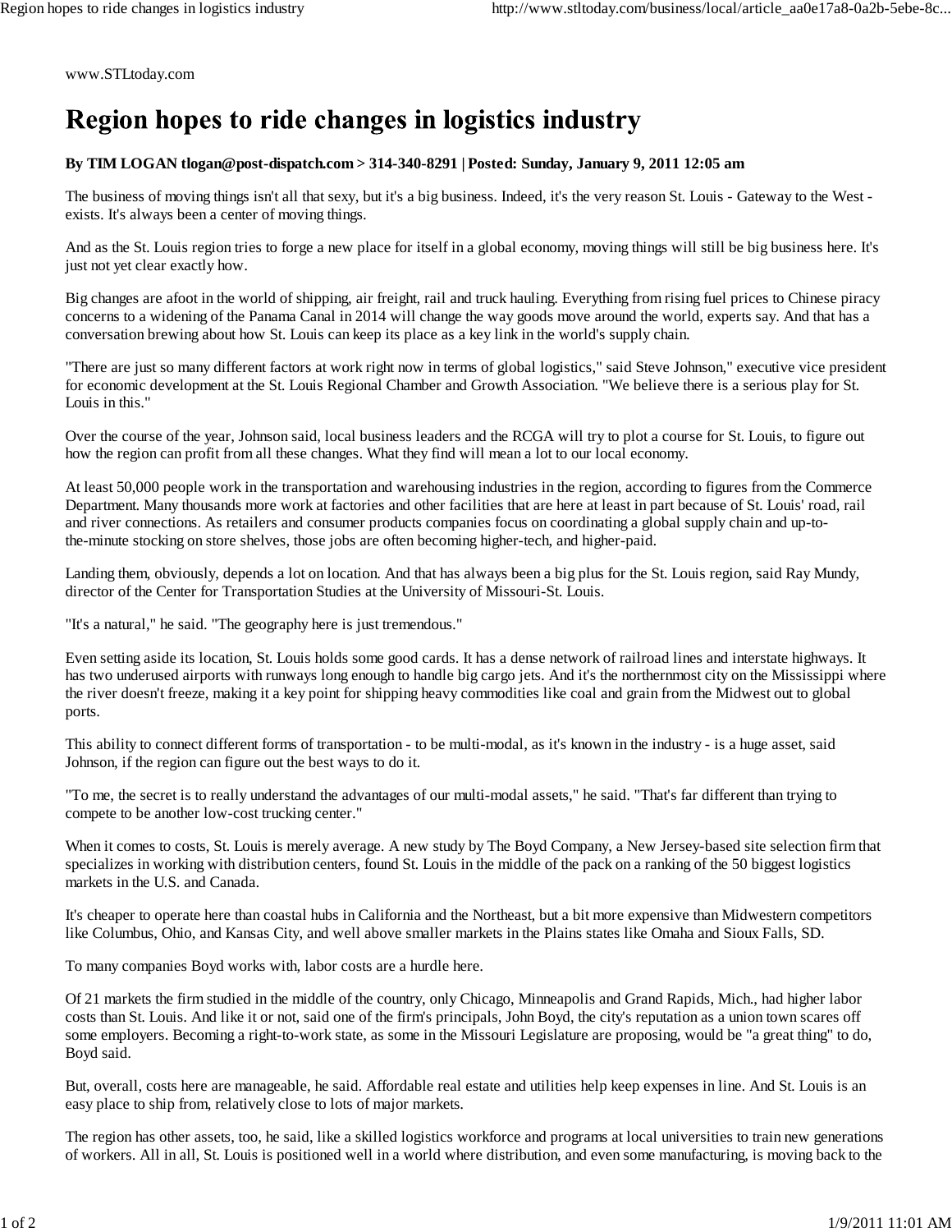www.STLtoday.com

# Region hopes to ride changes in logistics industry

**By TIM LOGAN tlogan@post-dispatch.com > 314-340-8291 | Posted: Sunday, January 9, 2011 12:05 am**

The business of moving things isn't all that sexy, but it's a big business. Indeed, it's the very reason St. Louis - Gateway to the West - exists. It's always been a center of moving things.

And as the St. Louis region tries to forge a new place for itself in a global economy, moving things will still be big business here. It's just not yet clear exactly how.

Big changes are afoot in the world of shipping, air freight, rail and truck hauling. Everything from rising fuel prices to Chinese piracy concerns to a widening of the Panama Canal in 2014 will change the way goods move around the world, experts say. And that has a conversation brewing about how St. Louis can keep its place as a key link in the world's supply chain.

"There are just so many different factors at work right now in terms of global logistics," said Steve Johnson," executive vice president for economic development at the St. Louis Regional Chamber and Growth Association. "We believe there is a serious play for St. Louis in this."

Over the course of the year, Johnson said, local business leaders and the RCGA will try to plot a course for St. Louis, to figure out how the region can profit from all these changes. What they find will mean a lot to our local economy.

At least 50,000 people work in the transportation and warehousing industries in the region, according to figures from the Commerce Department. Many thousands more work at factories and other facilities that are here at least in part because of St. Louis' road, rail and river connections. As retailers and consumer products companies focus on coordinating a global supply chain and up-to-the-minute stocking on store shelves, those jobs are often becoming higher-tech, and higher-paid.

Landing them, obviously, depends a lot on location. And that has always been a big plus for the St. Louis region, said Ray Mundy, director of the Center for Transportation Studies at the University of Missouri-St. Louis.

"It's a natural," he said. "The geography here is just tremendous."

Even setting aside its location, St. Louis holds some good cards. It has a dense network of railroad lines and interstate highways. It has two underused airports with runways long enough to handle big cargo jets. And it's the northernmost city on the Mississippi where the river doesn't freeze, making it a key point for shipping heavy commodities like coal and grain from the Midwest out to global ports.

This ability to connect different forms of transportation - to be multi-modal, as it's known in the industry - is a huge asset, said Johnson, if the region can figure out the best ways to do it.

"To me, the secret is to really understand the advantages of our multi-modal assets," he said. "That's far different than trying to compete to be another low-cost trucking center."

When it comes to costs, St. Louis is merely average. A new study by The Boyd Company, a New Jersey-based site selection firm that specializes in working with distribution centers, found St. Louis in the middle of the pack on a ranking of the 50 biggest logistics markets in the U.S. and Canada.

It's cheaper to operate here than coastal hubs in California and the Northeast, but a bit more expensive than Midwestern competitors like Columbus, Ohio, and Kansas City, and well above smaller markets in the Plains states like Omaha and Sioux Falls, SD.

To many companies Boyd works with, labor costs are a hurdle here.

Of 21 markets the firm studied in the middle of the country, only Chicago, Minneapolis and Grand Rapids, Mich., had higher labor costs than St. Louis. And like it or not, said one of the firm's principals, John Boyd, the city's reputation as a union town scares off some employers. Becoming a right-to-work state, as some in the Missouri Legislature are proposing, would be "a great thing" to do, Boyd said.

But, overall, costs here are manageable, he said. Affordable real estate and utilities help keep expenses in line. And St. Louis is an easy place to ship from, relatively close to lots of major markets.

The region has other assets, too, he said, like a skilled logistics workforce and programs at local universities to train new generations of workers. All in all, St. Louis is positioned well in a world where distribution, and even some manufacturing, is moving back to the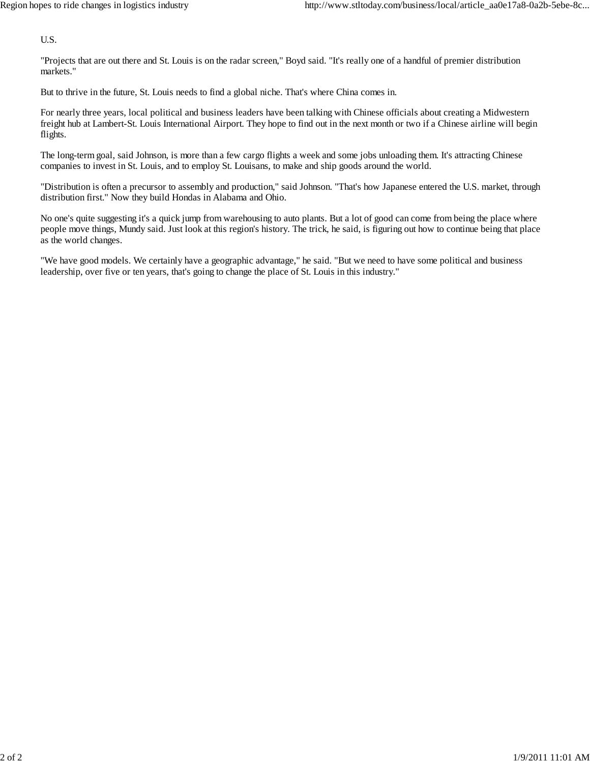U.S.

"Projects that are out there and St. Louis is on the radar screen," Boyd said. "It's really one of a handful of premier distribution markets."

But to thrive in the future, St. Louis needs to find a global niche. That's where China comes in.

For nearly three years, local political and business leaders have been talking with Chinese officials about creating a Midwestern freight hub at Lambert-St. Louis International Airport. They hope to find out in the next month or two if a Chinese airline will begin flights.

The long-term goal, said Johnson, is more than a few cargo flights a week and some jobs unloading them. It's attracting Chinese companies to invest in St. Louis, and to employ St. Louisans, to make and ship goods around the world.

"Distribution is often a precursor to assembly and production," said Johnson. "That's how Japanese entered the U.S. market, through distribution first." Now they build Hondas in Alabama and Ohio.

No one's quite suggesting it's a quick jump from warehousing to auto plants. But a lot of good can come from being the place where people move things, Mundy said. Just look at this region's history. The trick, he said, is figuring out how to continue being that place as the world changes.

"We have good models. We certainly have a geographic advantage," he said. "But we need to have some political and business leadership, over five or ten years, that's going to change the place of St. Louis in this industry."